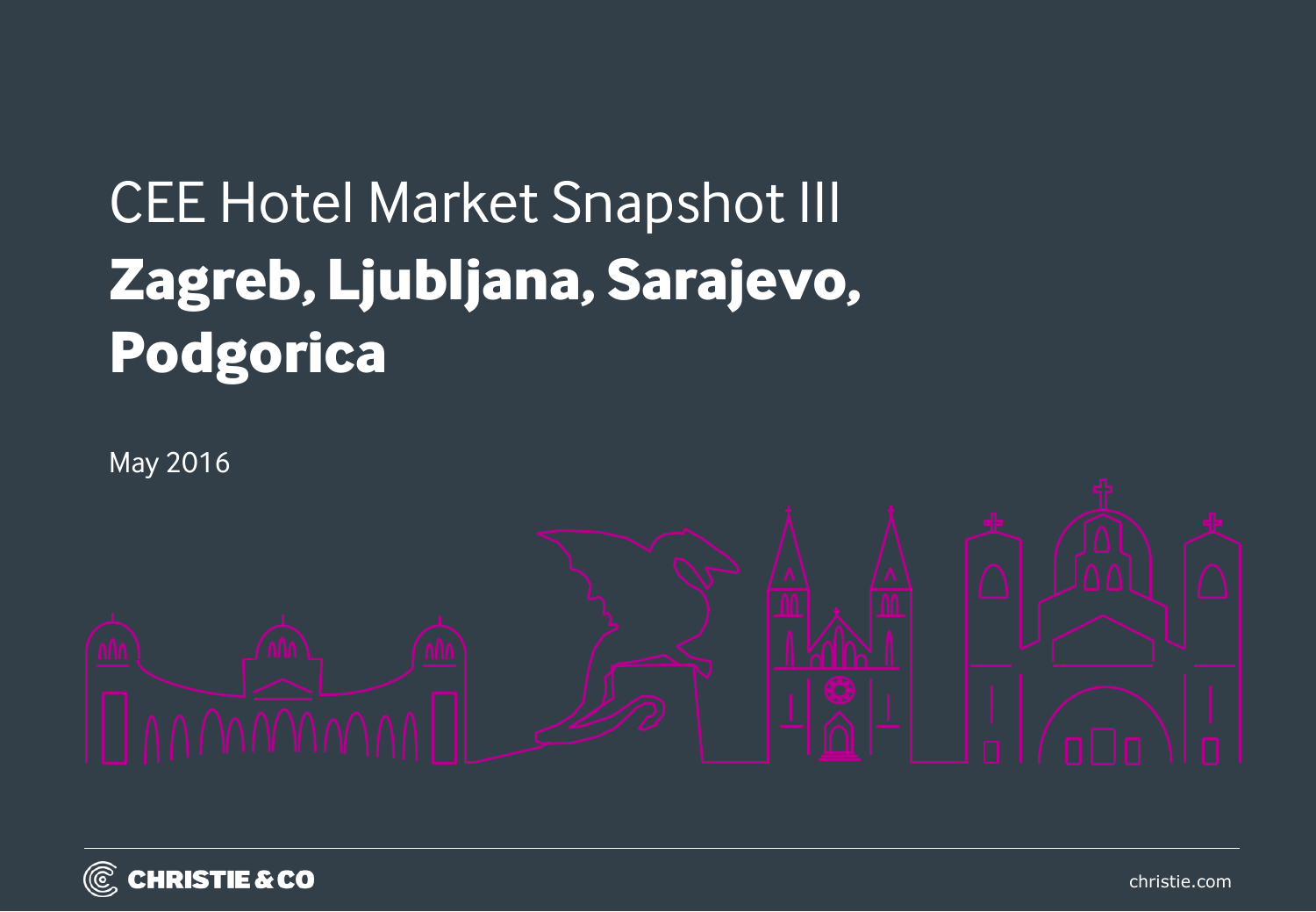# CEE Hotel Market Snapshot III

## **Zagreb, Ljubljana, Sarajevo, Podgorica**

May 2016

CHRISTIE & CO

christie.com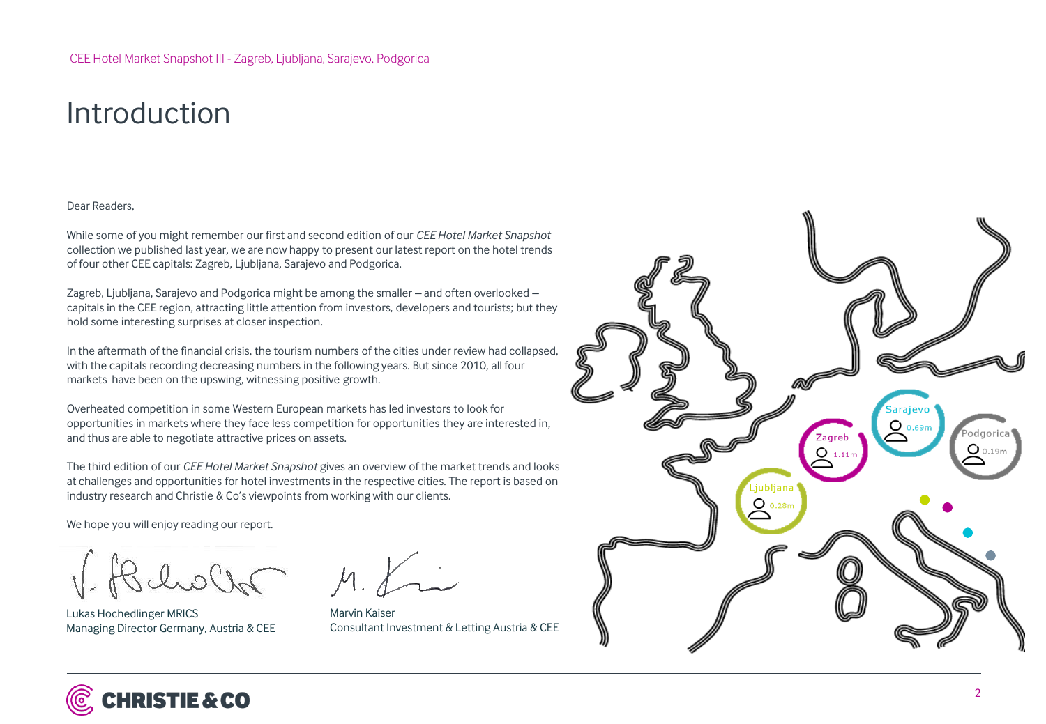# Introduction

Dear Readers,

While some of you might remember our first and second edition of our *CEE Hotel Market Snapshot* collection we published last year, we are now happy to present our latest report on the hotel trends of four other CEE capitals: Zagreb, Ljubljana, Sarajevo and Podgorica.

Zagreb, Ljubljana, Sarajevo and Podgorica might be among the smaller – and often overlooked – capitals in the CEE region, attracting little attention from investors, developers and tourists; but they hold some interesting surprises at closer inspection.

In the aftermath of the financial crisis, the tourism numbers of the cities under review had collapsed, with the capitals recording decreasing numbers in the following years. But since 2010, all four markets have been on the upswing, witnessing positive growth.

Overheated competition in some Western European markets has led investors to look for opportunities in markets where they face less competition for opportunities they are interested in, and thus are able to negotiate attractive prices on assets.

The third edition of our *CEE Hotel Market Snapshot* gives an overview of the market trends and looks at challenges and opportunities for hotel investments in the respective cities. The report is based on industry research and Christie & Co's viewpoints from working with our clients.

We hope you will enjoy reading our report.

Lukas Hochedlinger MRICS
Managing Director Germany, Austria & CEE

Marvin Kaiser
Consultant Investment & Letting Austria & CEE

Sarajevo 0.69m

Zagreb 1.11m

Podgorica 0.19m

Ljubljana 0.28m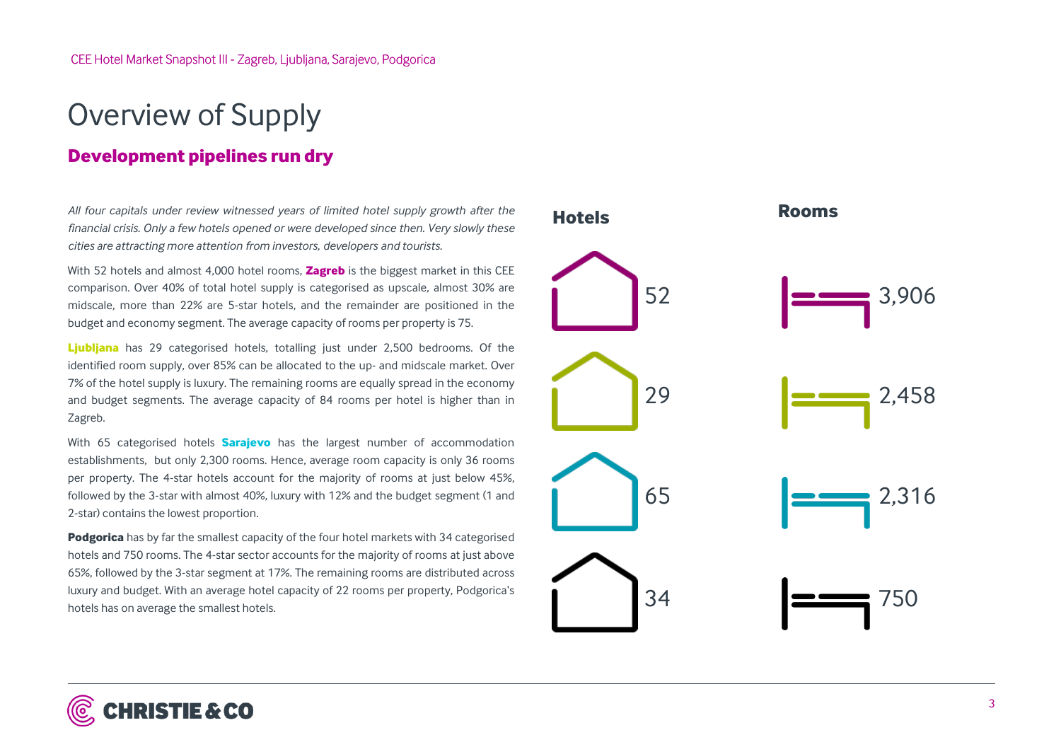# Overview of Supply

## Development pipelines run dry

*All four capitals under review witnessed years of limited hotel supply growth after the financial crisis. Only a few hotels opened or were developed since then. Very slowly these cities are attracting more attention from investors, developers and tourists.*

With 52 hotels and almost 4,000 hotel rooms, **Zagreb** is the biggest market in this CEE comparison. Over 40% of total hotel supply is categorised as upscale, almost 30% are midscale, more than 22% are 5-star hotels, and the remainder are positioned in the budget and economy segment. The average capacity of rooms per property is 75.

**Ljubljana** has 29 categorised hotels, totalling just under 2,500 bedrooms. Of the identified room supply, over 85% can be allocated to the up- and midscale market. Over 7% of the hotel supply is luxury. The remaining rooms are equally spread in the economy and budget segments. The average capacity of 84 rooms per hotel is higher than in Zagreb.

With 65 categorised hotels **Sarajevo** has the largest number of accommodation establishments, but only 2,300 rooms. Hence, average room capacity is only 36 rooms per property. The 4-star hotels account for the majority of rooms at just below 45%, followed by the 3-star with almost 40%, luxury with 12% and the budget segment (1 and 2-star) contains the lowest proportion.

**Podgorica** has by far the smallest capacity of the four hotel markets with 34 categorised hotels and 750 rooms. The 4-star sector accounts for the majority of rooms at just above 65%, followed by the 3-star segment at 17%. The remaining rooms are distributed across luxury and budget. With an average hotel capacity of 22 rooms per property, Podgorica's hotels has on average the smallest hotels.

| Hotels | Rooms |
|---|---|
| 52 | 3,906 |
| 29 | 2,458 |
| 65 | 2,316 |
| 34 | 750 |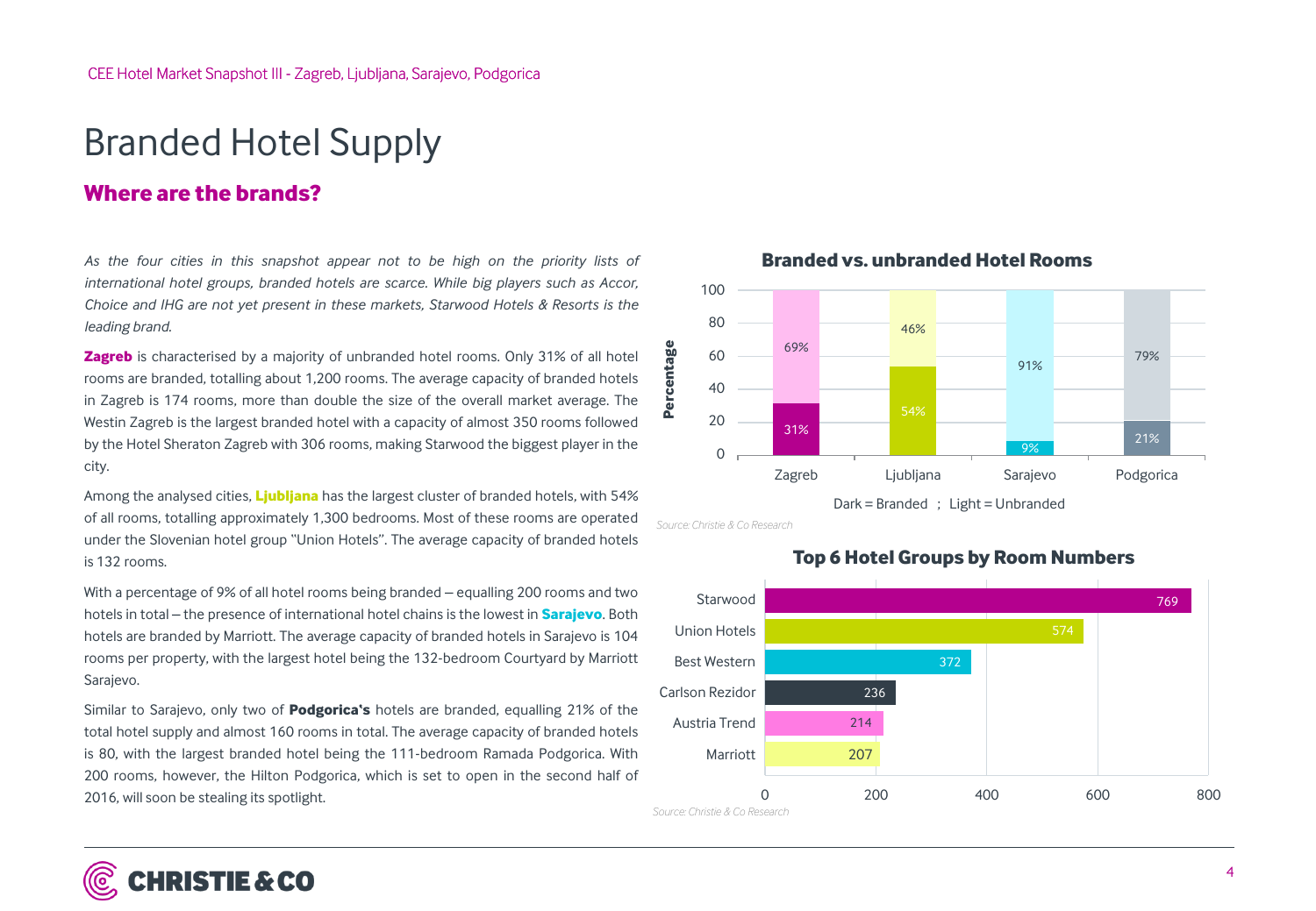# Branded Hotel Supply

## Where are the brands?

*As the four cities in this snapshot appear not to be high on the priority lists of international hotel groups, branded hotels are scarce. While big players such as Accor, Choice and IHG are not yet present in these markets, Starwood Hotels & Resorts is the leading brand.*

**Zagreb** is characterised by a majority of unbranded hotel rooms. Only 31% of all hotel rooms are branded, totalling about 1,200 rooms. The average capacity of branded hotels in Zagreb is 174 rooms, more than double the size of the overall market average. The Westin Zagreb is the largest branded hotel with a capacity of almost 350 rooms followed by the Hotel Sheraton Zagreb with 306 rooms, making Starwood the biggest player in the city.

Among the analysed cities, **Ljubljana** has the largest cluster of branded hotels, with 54% of all rooms, totalling approximately 1,300 bedrooms. Most of these rooms are operated under the Slovenian hotel group "Union Hotels". The average capacity of branded hotels is 132 rooms.

With a percentage of 9% of all hotel rooms being branded – equalling 200 rooms and two hotels in total – the presence of international hotel chains is the lowest in **Sarajevo**. Both hotels are branded by Marriott. The average capacity of branded hotels in Sarajevo is 104 rooms per property, with the largest hotel being the 132-bedroom Courtyard by Marriott Sarajevo.

Similar to Sarajevo, only two of **Podgorica's** hotels are branded, equalling 21% of the total hotel supply and almost 160 rooms in total. The average capacity of branded hotels is 80, with the largest branded hotel being the 111-bedroom Ramada Podgorica. With 200 rooms, however, the Hilton Podgorica, which is set to open in the second half of 2016, will soon be stealing its spotlight.

### Branded vs. unbranded Hotel Rooms

| City | Branded (Dark) | Unbranded (Light) |
|---|---|---|
| Zagreb | 31% | 69% |
| Ljubljana | 54% | 46% |
| Sarajevo | 9% | 91% |
| Podgorica | 21% | 79% |

Dark = Branded ; Light = Unbranded

*Source: Christie & Co Research*

### Top 6 Hotel Groups by Room Numbers

| Hotel Group | Rooms |
|---|---|
| Starwood | 769 |
| Union Hotels | 574 |
| Best Western | 372 |
| Carlson Rezidor | 236 |
| Austria Trend | 214 |
| Marriott | 207 |

*Source: Christie & Co Research*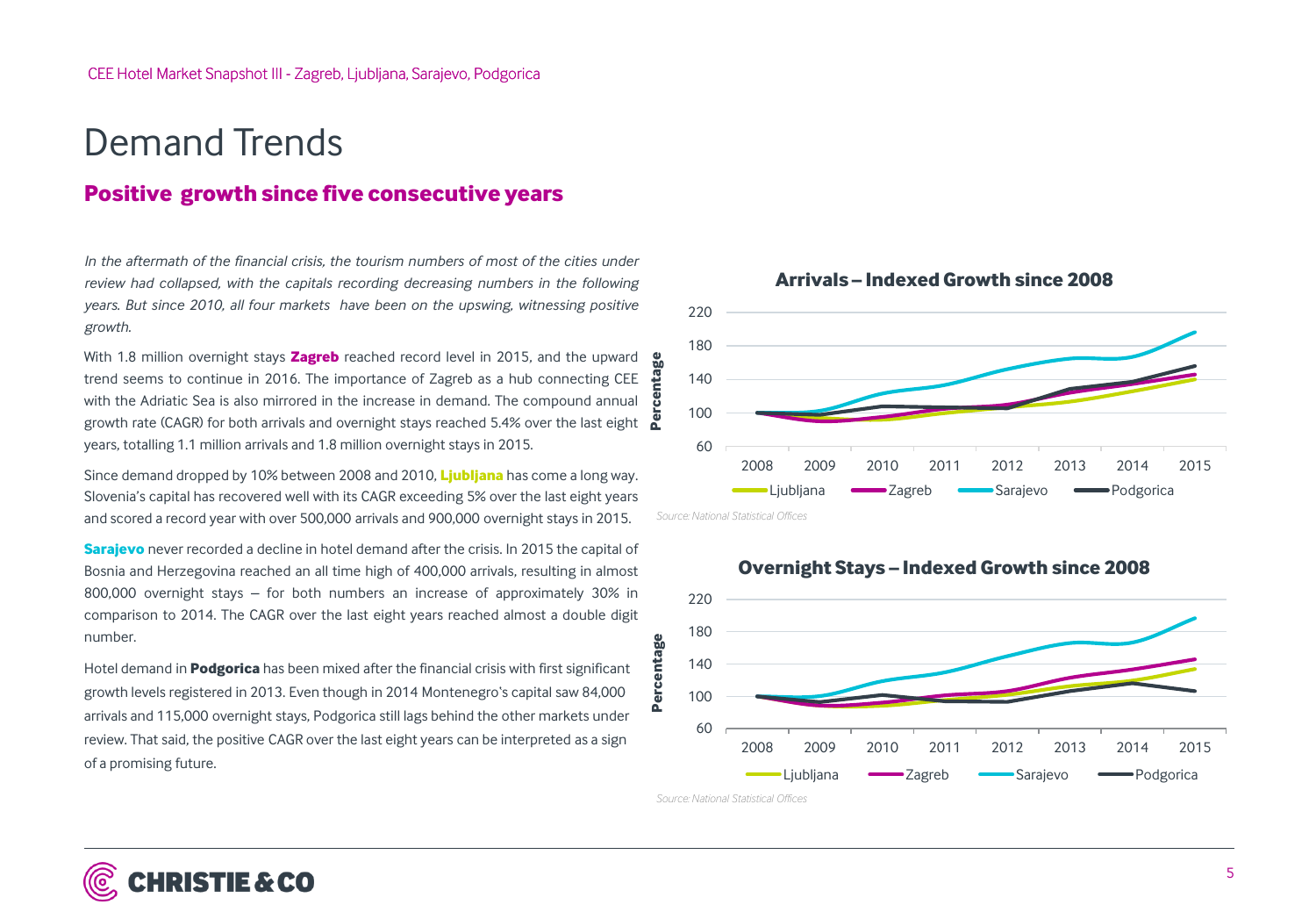# Demand Trends

## Positive growth since five consecutive years

*In the aftermath of the financial crisis, the tourism numbers of most of the cities under review had collapsed, with the capitals recording decreasing numbers in the following years. But since 2010, all four markets have been on the upswing, witnessing positive growth.*

With 1.8 million overnight stays **Zagreb** reached record level in 2015, and the upward trend seems to continue in 2016. The importance of Zagreb as a hub connecting CEE with the Adriatic Sea is also mirrored in the increase in demand. The compound annual growth rate (CAGR) for both arrivals and overnight stays reached 5.4% over the last eight years, totalling 1.1 million arrivals and 1.8 million overnight stays in 2015.

Since demand dropped by 10% between 2008 and 2010, **Ljubljana** has come a long way. Slovenia's capital has recovered well with its CAGR exceeding 5% over the last eight years and scored a record year with over 500,000 arrivals and 900,000 overnight stays in 2015.

**Sarajevo** never recorded a decline in hotel demand after the crisis. In 2015 the capital of Bosnia and Herzegovina reached an all time high of 400,000 arrivals, resulting in almost 800,000 overnight stays – for both numbers an increase of approximately 30% in comparison to 2014. The CAGR over the last eight years reached almost a double digit number.

Hotel demand in **Podgorica** has been mixed after the financial crisis with first significant growth levels registered in 2013. Even though in 2014 Montenegro's capital saw 84,000 arrivals and 115,000 overnight stays, Podgorica still lags behind the other markets under review. That said, the positive CAGR over the last eight years can be interpreted as a sign of a promising future.

**Arrivals – Indexed Growth since 2008**

Source: National Statistical Offices

**Overnight Stays – Indexed Growth since 2008**

Source: National Statistical Offices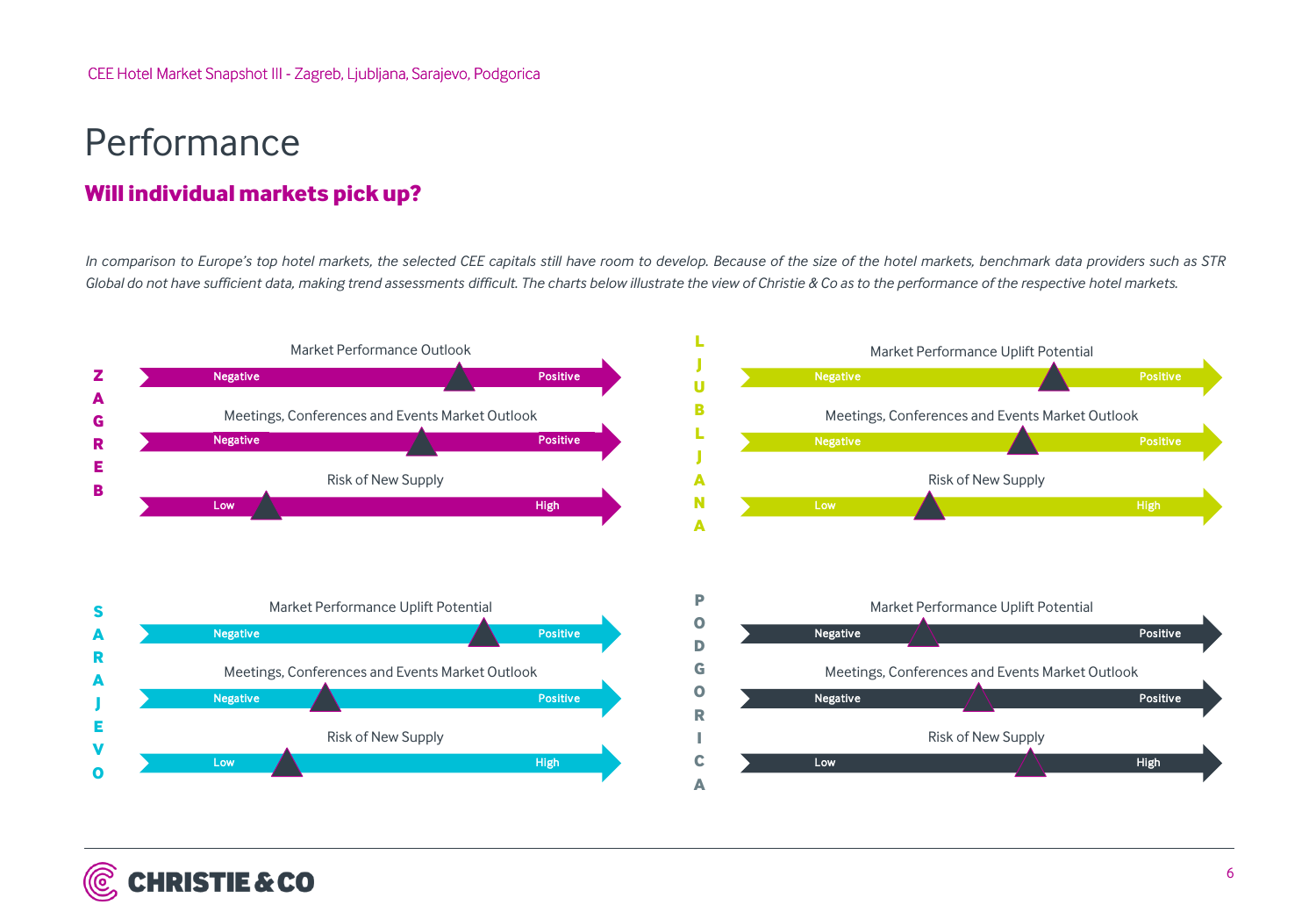# Performance

## Will individual markets pick up?

*In comparison to Europe's top hotel markets, the selected CEE capitals still have room to develop. Because of the size of the hotel markets, benchmark data providers such as STR Global do not have sufficient data, making trend assessments difficult. The charts below illustrate the view of Christie & Co as to the performance of the respective hotel markets.*

**ZAGREB**

Market Performance Outlook

Negative — Positive

Meetings, Conferences and Events Market Outlook

Negative — Positive

Risk of New Supply

Low — High

**LJUBLJANA**

Market Performance Uplift Potential

Negative — Positive

Meetings, Conferences and Events Market Outlook

Negative — Positive

Risk of New Supply

Low — High

**SARAJEVO**

Market Performance Uplift Potential

Negative — Positive

Meetings, Conferences and Events Market Outlook

Negative — Positive

Risk of New Supply

Low — High

**PODGORICA**

Market Performance Uplift Potential

Negative — Positive

Meetings, Conferences and Events Market Outlook

Negative — Positive

Risk of New Supply

Low — High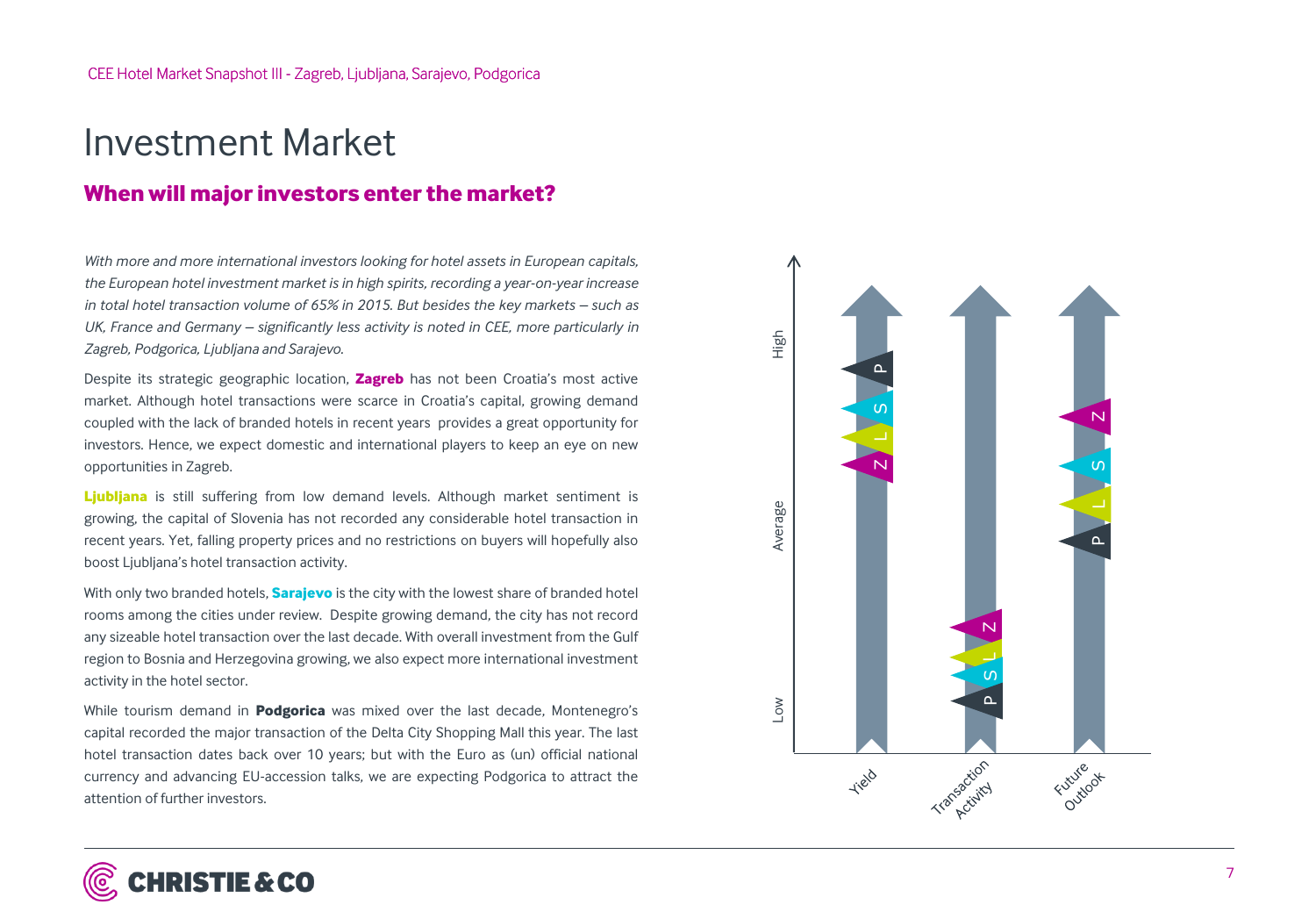# Investment Market

## When will major investors enter the market?

*With more and more international investors looking for hotel assets in European capitals, the European hotel investment market is in high spirits, recording a year-on-year increase in total hotel transaction volume of 65% in 2015. But besides the key markets – such as UK, France and Germany – significantly less activity is noted in CEE, more particularly in Zagreb, Podgorica, Ljubljana and Sarajevo.*

Despite its strategic geographic location, **Zagreb** has not been Croatia's most active market. Although hotel transactions were scarce in Croatia's capital, growing demand coupled with the lack of branded hotels in recent years provides a great opportunity for investors. Hence, we expect domestic and international players to keep an eye on new opportunities in Zagreb.

**Ljubljana** is still suffering from low demand levels. Although market sentiment is growing, the capital of Slovenia has not recorded any considerable hotel transaction in recent years. Yet, falling property prices and no restrictions on buyers will hopefully also boost Ljubljana's hotel transaction activity.

With only two branded hotels, **Sarajevo** is the city with the lowest share of branded hotel rooms among the cities under review. Despite growing demand, the city has not record any sizeable hotel transaction over the last decade. With overall investment from the Gulf region to Bosnia and Herzegovina growing, we also expect more international investment activity in the hotel sector.

While tourism demand in **Podgorica** was mixed over the last decade, Montenegro's capital recorded the major transaction of the Delta City Shopping Mall this year. The last hotel transaction dates back over 10 years; but with the Euro as (un) official national currency and advancing EU-accession talks, we are expecting Podgorica to attract the attention of further investors.

| | Yield | Transaction Activity | Future Outlook |
|---|---|---|---|
| High | P | | |
| | S | | Z |
| | L | | S |
| | Z | | L |
| Average | | | P |
| | | Z | |
| | | L | |
| | | S | |
| Low | | P | |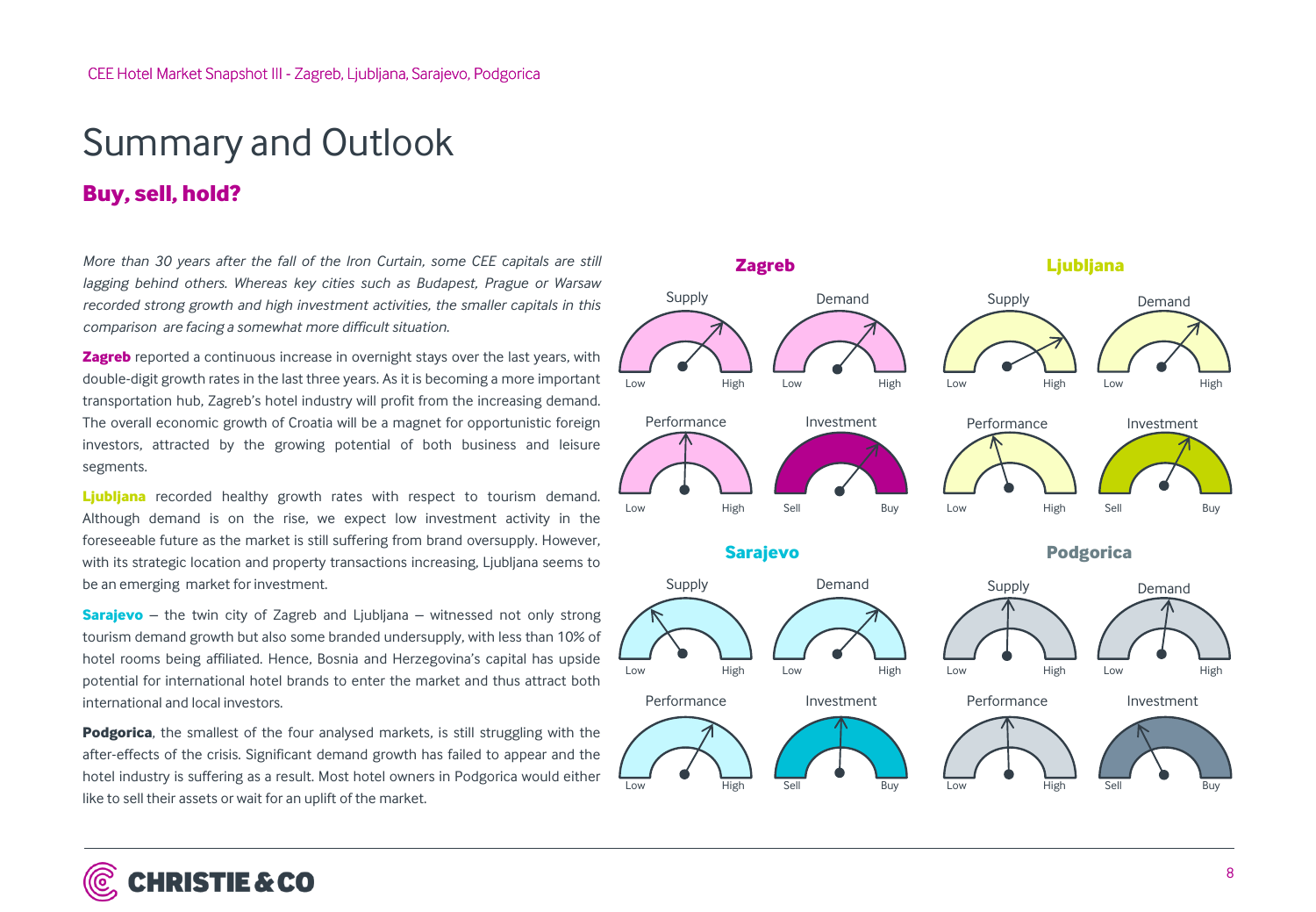# Summary and Outlook

## Buy, sell, hold?

*More than 30 years after the fall of the Iron Curtain, some CEE capitals are still lagging behind others. Whereas key cities such as Budapest, Prague or Warsaw recorded strong growth and high investment activities, the smaller capitals in this comparison are facing a somewhat more difficult situation.*

**Zagreb** reported a continuous increase in overnight stays over the last years, with double-digit growth rates in the last three years. As it is becoming a more important transportation hub, Zagreb's hotel industry will profit from the increasing demand. The overall economic growth of Croatia will be a magnet for opportunistic foreign investors, attracted by the growing potential of both business and leisure segments.

**Ljubljana** recorded healthy growth rates with respect to tourism demand. Although demand is on the rise, we expect low investment activity in the foreseeable future as the market is still suffering from brand oversupply. However, with its strategic location and property transactions increasing, Ljubljana seems to be an emerging market for investment.

**Sarajevo** – the twin city of Zagreb and Ljubljana – witnessed not only strong tourism demand growth but also some branded undersupply, with less than 10% of hotel rooms being affiliated. Hence, Bosnia and Herzegovina's capital has upside potential for international hotel brands to enter the market and thus attract both international and local investors.

**Podgorica**, the smallest of the four analysed markets, is still struggling with the after-effects of the crisis. Significant demand growth has failed to appear and the hotel industry is suffering as a result. Most hotel owners in Podgorica would either like to sell their assets or wait for an uplift of the market.

**Zagreb**

Supply (Low – High) | Demand (Low – High) | Performance (Low – High) | Investment (Sell – Buy)

**Ljubljana**

Supply (Low – High) | Demand (Low – High) | Performance (Low – High) | Investment (Sell – Buy)

**Sarajevo**

Supply (Low – High) | Demand (Low – High) | Performance (Low – High) | Investment (Sell – Buy)

**Podgorica**

Supply (Low – High) | Demand (Low – High) | Performance (Low – High) | Investment (Sell – Buy)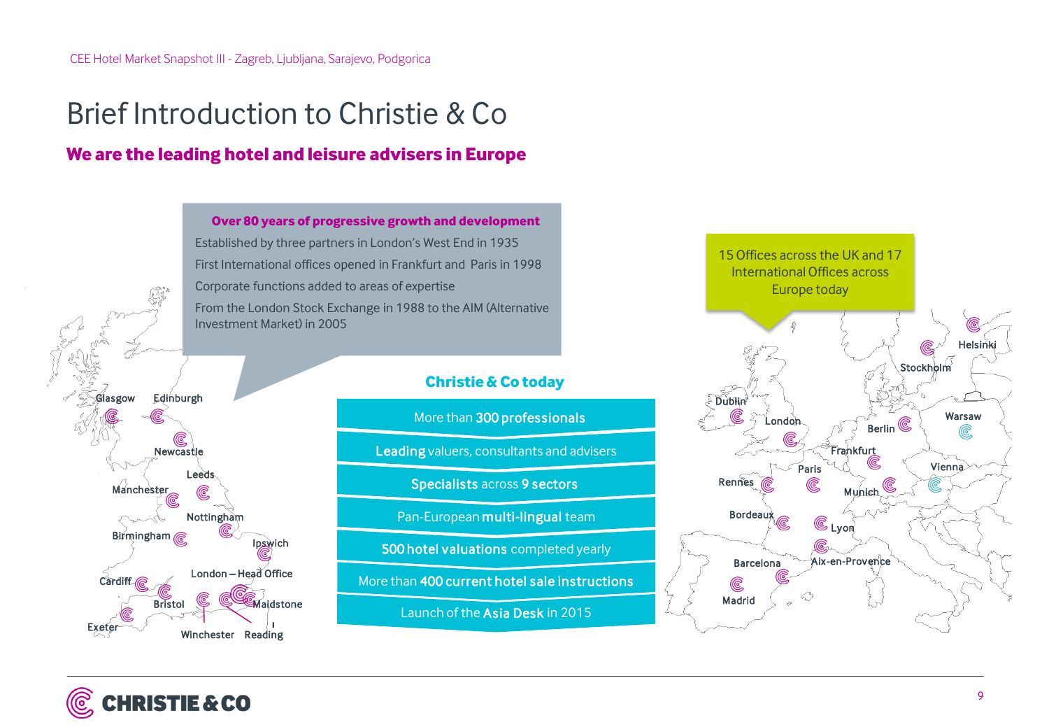# Brief Introduction to Christie & Co

## We are the leading hotel and leisure advisers in Europe

**Over 80 years of progressive growth and development**

Established by three partners in London's West End in 1935

First International offices opened in Frankfurt and Paris in 1998

Corporate functions added to areas of expertise

From the London Stock Exchange in 1988 to the AIM (Alternative Investment Market) in 2005

Glasgow, Edinburgh, Newcastle, Leeds, Manchester, Nottingham, Birmingham, Ipswich, London – Head Office, Cardiff, Bristol, Maidstone, Exeter, Winchester, Reading

### Christie & Co today

- More than **300 professionals**
- **Leading** valuers, consultants and advisers
- **Specialists** across **9 sectors**
- Pan-European **multi-lingual** team
- **500 hotel valuations** completed yearly
- More than **400 current hotel sale instructions**
- Launch of the **Asia Desk** in 2015

15 Offices across the UK and 17 International Offices across Europe today

Helsinki, Stockholm, Dublin, London, Berlin, Warsaw, Frankfurt, Paris, Vienna, Rennes, Munich, Bordeaux, Lyon, Barcelona, Aix-en-Provence, Madrid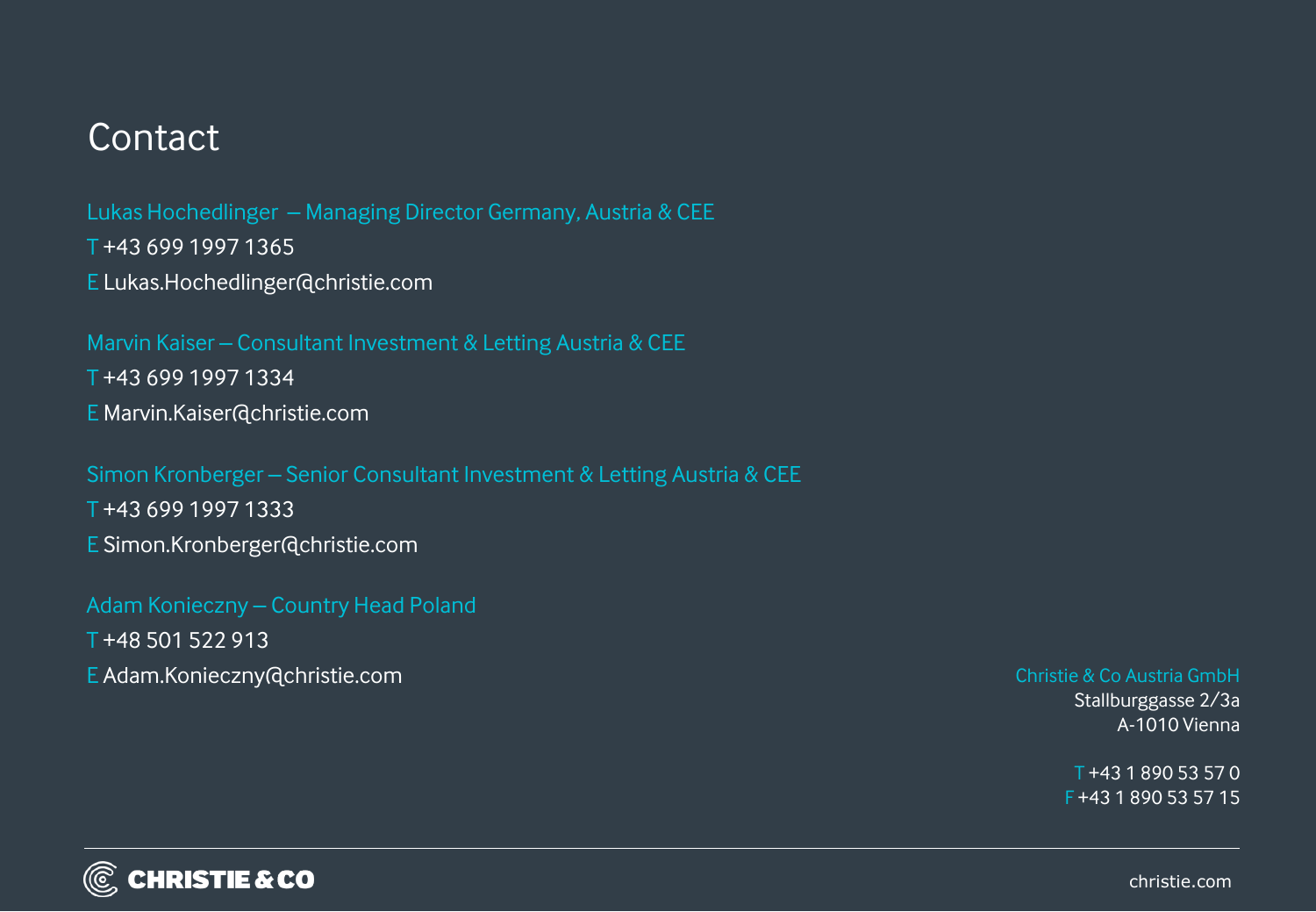# Contact

Lukas Hochedlinger – Managing Director Germany, Austria & CEE
T +43 699 1997 1365
E Lukas.Hochedlinger@christie.com

Marvin Kaiser – Consultant Investment & Letting Austria & CEE
T +43 699 1997 1334
E Marvin.Kaiser@christie.com

Simon Kronberger – Senior Consultant Investment & Letting Austria & CEE
T +43 699 1997 1333
E Simon.Kronberger@christie.com

Adam Konieczny – Country Head Poland
T +48 501 522 913
E Adam.Konieczny@christie.com

Christie & Co Austria GmbH
Stallburggasse 2/3a
A-1010 Vienna

T +43 1 890 53 57 0
F +43 1 890 53 57 15

CHRISTIE & CO

christie.com